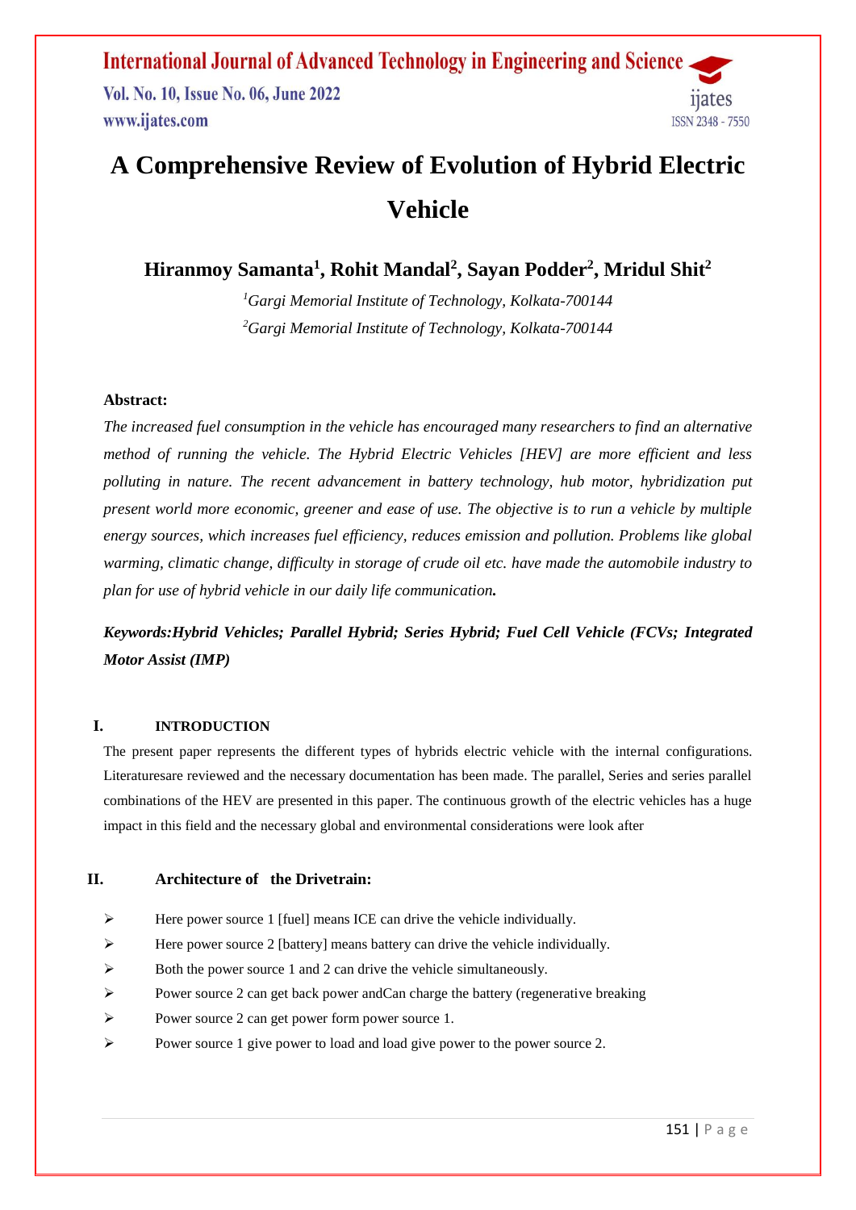# A Comprehensive Review of Evolution of Hybrid Electric Vehicle

**Hiranmoy Samanta[1], Rohit Mandal[2], Sayan Podder[2], Mridul Shit[2]**

*[1]Gargi Memorial Institute of Technology, Kolkata-700144*

*[2]Gargi Memorial Institute of Technology, Kolkata-700144*

**Abstract:**

*The increased fuel consumption in the vehicle has encouraged many researchers to find an alternative method of running the vehicle. The Hybrid Electric Vehicles [HEV] are more efficient and less polluting in nature. The recent advancement in battery technology, hub motor, hybridization put present world more economic, greener and ease of use. The objective is to run a vehicle by multiple energy sources, which increases fuel efficiency, reduces emission and pollution. Problems like global warming, climatic change, difficulty in storage of crude oil etc. have made the automobile industry to plan for use of hybrid vehicle in our daily life communication.*

***Keywords:Hybrid Vehicles; Parallel Hybrid; Series Hybrid; Fuel Cell Vehicle (FCVs; Integrated Motor Assist (IMP)***

## I. INTRODUCTION

The present paper represents the different types of hybrids electric vehicle with the internal configurations. Literaturesare reviewed and the necessary documentation has been made. The parallel, Series and series parallel combinations of the HEV are presented in this paper. The continuous growth of the electric vehicles has a huge impact in this field and the necessary global and environmental considerations were look after

## II. Architecture of the Drivetrain:

- Here power source 1 [fuel] means ICE can drive the vehicle individually.
- Here power source 2 [battery] means battery can drive the vehicle individually.
- Both the power source 1 and 2 can drive the vehicle simultaneously.
- Power source 2 can get back power andCan charge the battery (regenerative breaking
- Power source 2 can get power form power source 1.
- Power source 1 give power to load and load give power to the power source 2.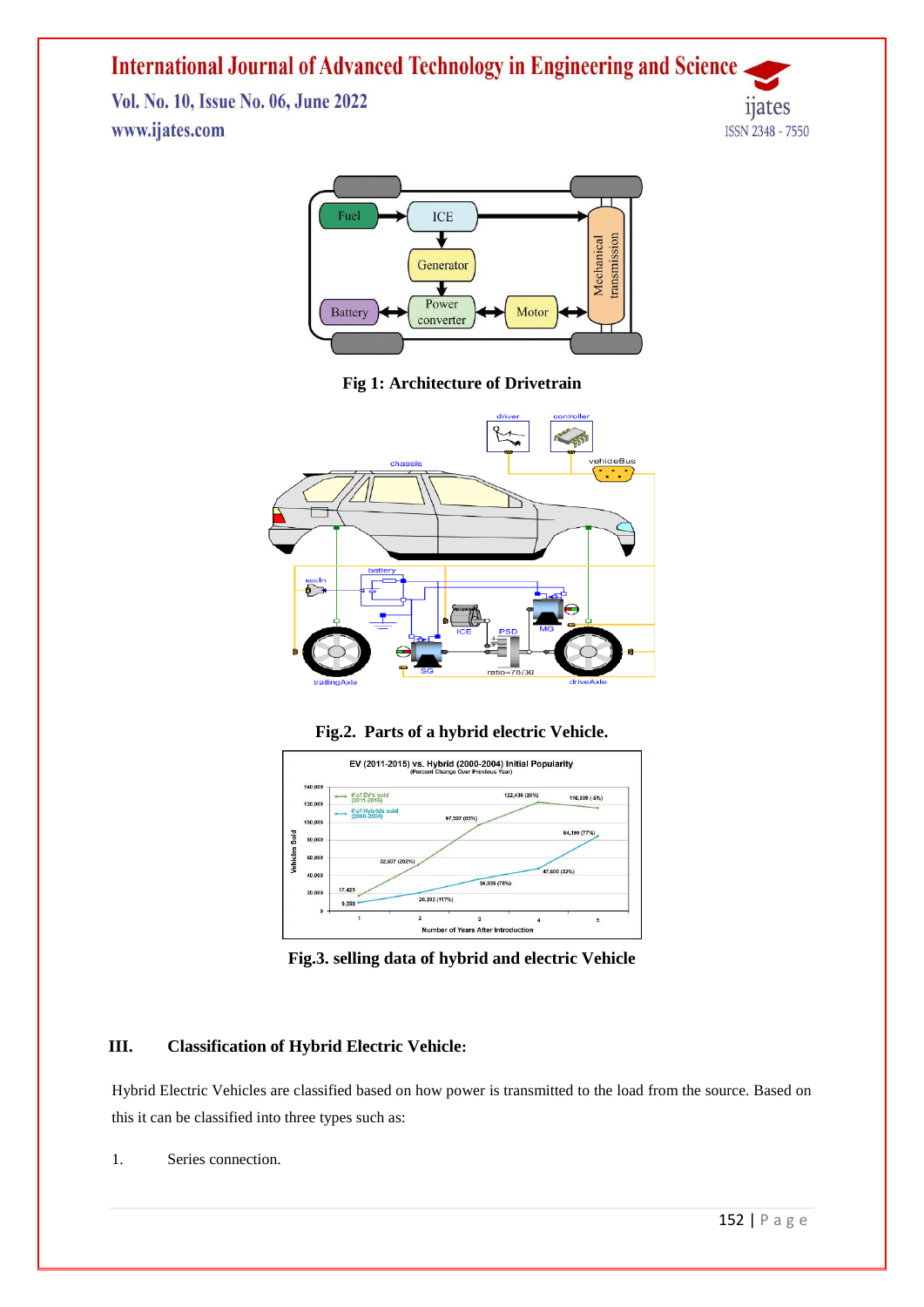Fig 1: Architecture of Drivetrain

Fig.2. Parts of a hybrid electric Vehicle.

Fig.3. selling data of hybrid and electric Vehicle

## III. Classification of Hybrid Electric Vehicle:

Hybrid Electric Vehicles are classified based on how power is transmitted to the load from the source. Based on this it can be classified into three types such as:

1. Series connection.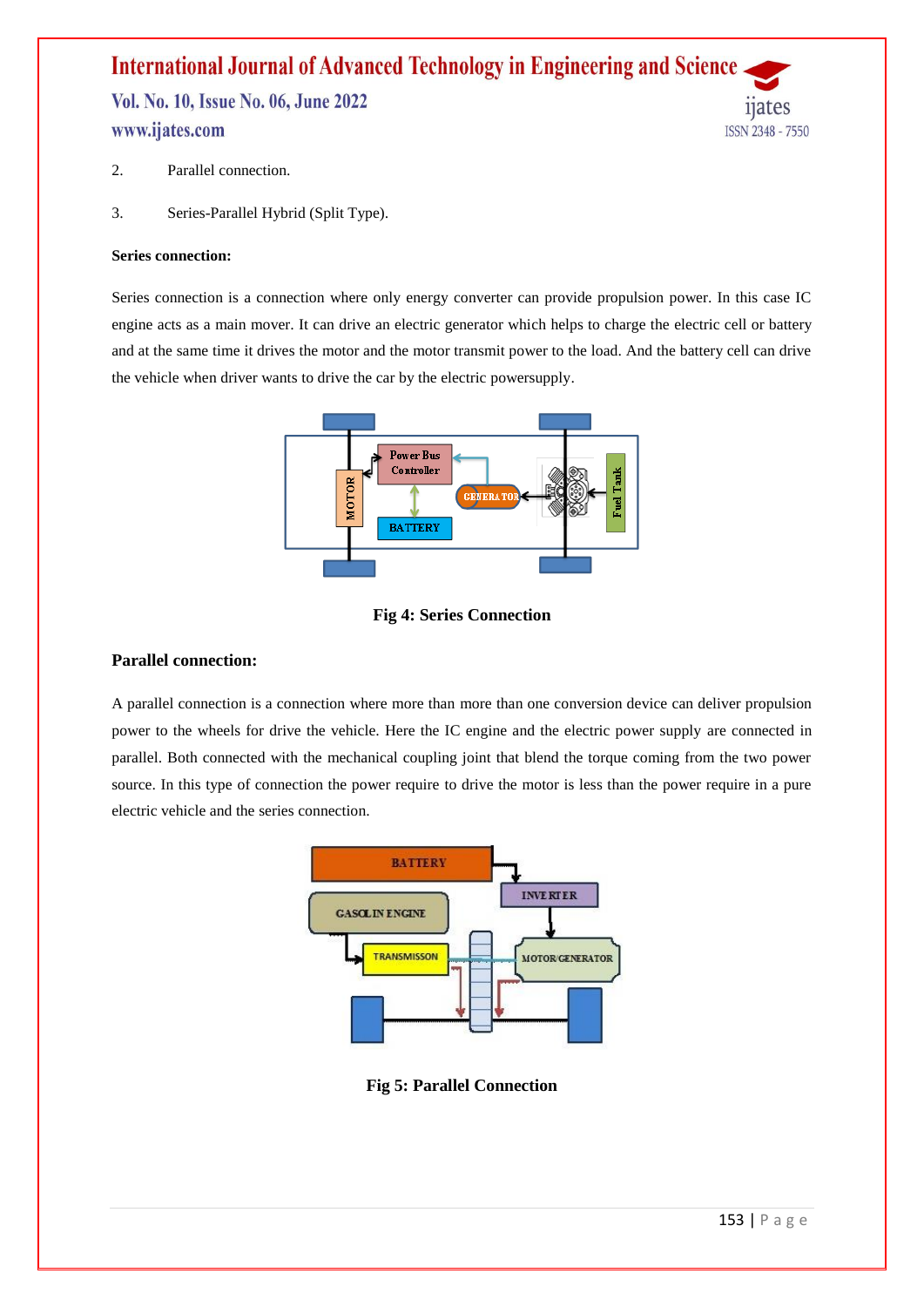2. Parallel connection.

3. Series-Parallel Hybrid (Split Type).

**Series connection:**

Series connection is a connection where only energy converter can provide propulsion power. In this case IC engine acts as a main mover. It can drive an electric generator which helps to charge the electric cell or battery and at the same time it drives the motor and the motor transmit power to the load. And the battery cell can drive the vehicle when driver wants to drive the car by the electric powersupply.

**Fig 4: Series Connection**

**Parallel connection:**

A parallel connection is a connection where more than more than one conversion device can deliver propulsion power to the wheels for drive the vehicle. Here the IC engine and the electric power supply are connected in parallel. Both connected with the mechanical coupling joint that blend the torque coming from the two power source. In this type of connection the power require to drive the motor is less than the power require in a pure electric vehicle and the series connection.

**Fig 5: Parallel Connection**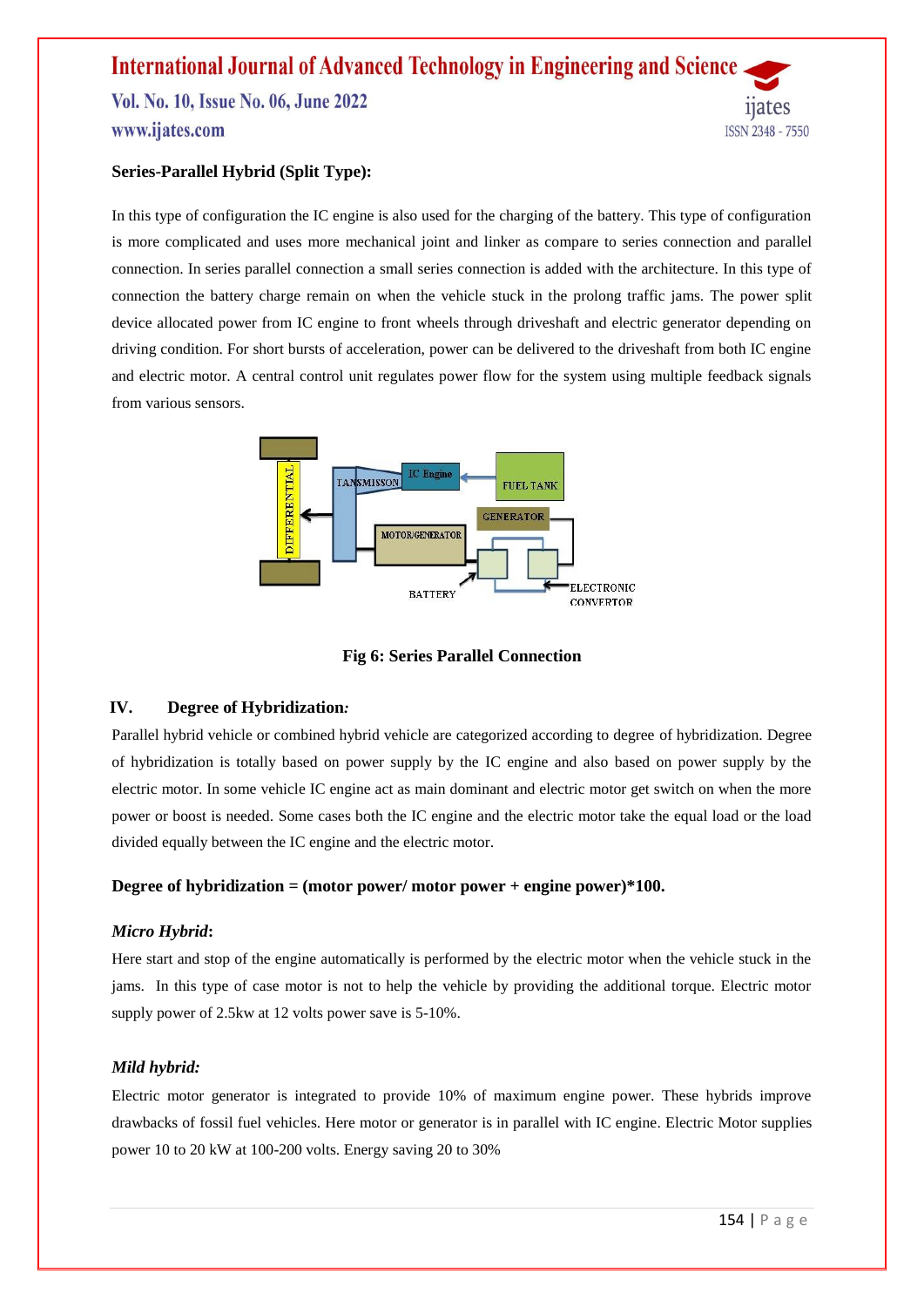**Series-Parallel Hybrid (Split Type):**

In this type of configuration the IC engine is also used for the charging of the battery. This type of configuration is more complicated and uses more mechanical joint and linker as compare to series connection and parallel connection. In series parallel connection a small series connection is added with the architecture. In this type of connection the battery charge remain on when the vehicle stuck in the prolong traffic jams. The power split device allocated power from IC engine to front wheels through driveshaft and electric generator depending on driving condition. For short bursts of acceleration, power can be delivered to the driveshaft from both IC engine and electric motor. A central control unit regulates power flow for the system using multiple feedback signals from various sensors.

**Fig 6: Series Parallel Connection**

## IV. Degree of Hybridization*:*

Parallel hybrid vehicle or combined hybrid vehicle are categorized according to degree of hybridization. Degree of hybridization is totally based on power supply by the IC engine and also based on power supply by the electric motor. In some vehicle IC engine act as main dominant and electric motor get switch on when the more power or boost is needed. Some cases both the IC engine and the electric motor take the equal load or the load divided equally between the IC engine and the electric motor.

**Degree of hybridization = (motor power/ motor power + engine power)*100.**

### *Micro Hybrid*:

Here start and stop of the engine automatically is performed by the electric motor when the vehicle stuck in the jams. In this type of case motor is not to help the vehicle by providing the additional torque. Electric motor supply power of 2.5kw at 12 volts power save is 5-10%.

### *Mild hybrid:*

Electric motor generator is integrated to provide 10% of maximum engine power. These hybrids improve drawbacks of fossil fuel vehicles. Here motor or generator is in parallel with IC engine. Electric Motor supplies power 10 to 20 kW at 100-200 volts. Energy saving 20 to 30%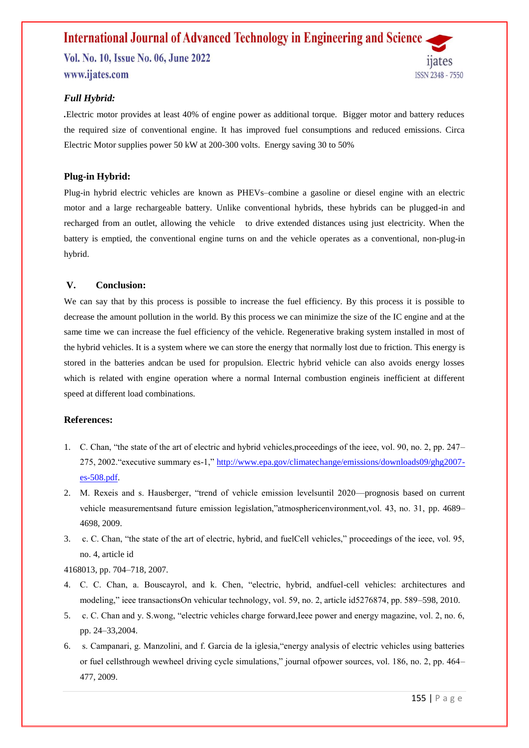***Full Hybrid:***

**.**Electric motor provides at least 40% of engine power as additional torque. Bigger motor and battery reduces the required size of conventional engine. It has improved fuel consumptions and reduced emissions. Circa Electric Motor supplies power 50 kW at 200-300 volts. Energy saving 30 to 50%

**Plug-in Hybrid:**

Plug-in hybrid electric vehicles are known as PHEVs–combine a gasoline or diesel engine with an electric motor and a large rechargeable battery. Unlike conventional hybrids, these hybrids can be plugged-in and recharged from an outlet, allowing the vehicle to drive extended distances using just electricity. When the battery is emptied, the conventional engine turns on and the vehicle operates as a conventional, non-plug-in hybrid.

## V. Conclusion:

We can say that by this process is possible to increase the fuel efficiency. By this process it is possible to decrease the amount pollution in the world. By this process we can minimize the size of the IC engine and at the same time we can increase the fuel efficiency of the vehicle. Regenerative braking system installed in most of the hybrid vehicles. It is a system where we can store the energy that normally lost due to friction. This energy is stored in the batteries andcan be used for propulsion. Electric hybrid vehicle can also avoids energy losses which is related with engine operation where a normal Internal combustion engineis inefficient at different speed at different load combinations.

## References:

1. C. Chan, "the state of the art of electric and hybrid vehicles,proceedings of the ieee, vol. 90, no. 2, pp. 247–275, 2002."executive summary es-1," http://www.epa.gov/climatechange/emissions/downloads09/ghg2007-es-508.pdf.
2. M. Rexeis and s. Hausberger, "trend of vehicle emission levelsuntil 2020—prognosis based on current vehicle measurementsand future emission legislation,"atmosphericenvironment,vol. 43, no. 31, pp. 4689–4698, 2009.
3. c. C. Chan, "the state of the art of electric, hybrid, and fuelCell vehicles," proceedings of the ieee, vol. 95, no. 4, article id
4168013, pp. 704–718, 2007.
4. C. C. Chan, a. Bouscayrol, and k. Chen, "electric, hybrid, andfuel-cell vehicles: architectures and modeling," ieee transactionsOn vehicular technology, vol. 59, no. 2, article id5276874, pp. 589–598, 2010.
5. c. C. Chan and y. S.wong, "electric vehicles charge forward,Ieee power and energy magazine, vol. 2, no. 6, pp. 24–33,2004.
6. s. Campanari, g. Manzolini, and f. Garcia de la iglesia,"energy analysis of electric vehicles using batteries or fuel cellsthrough wewheel driving cycle simulations," journal ofpower sources, vol. 186, no. 2, pp. 464–477, 2009.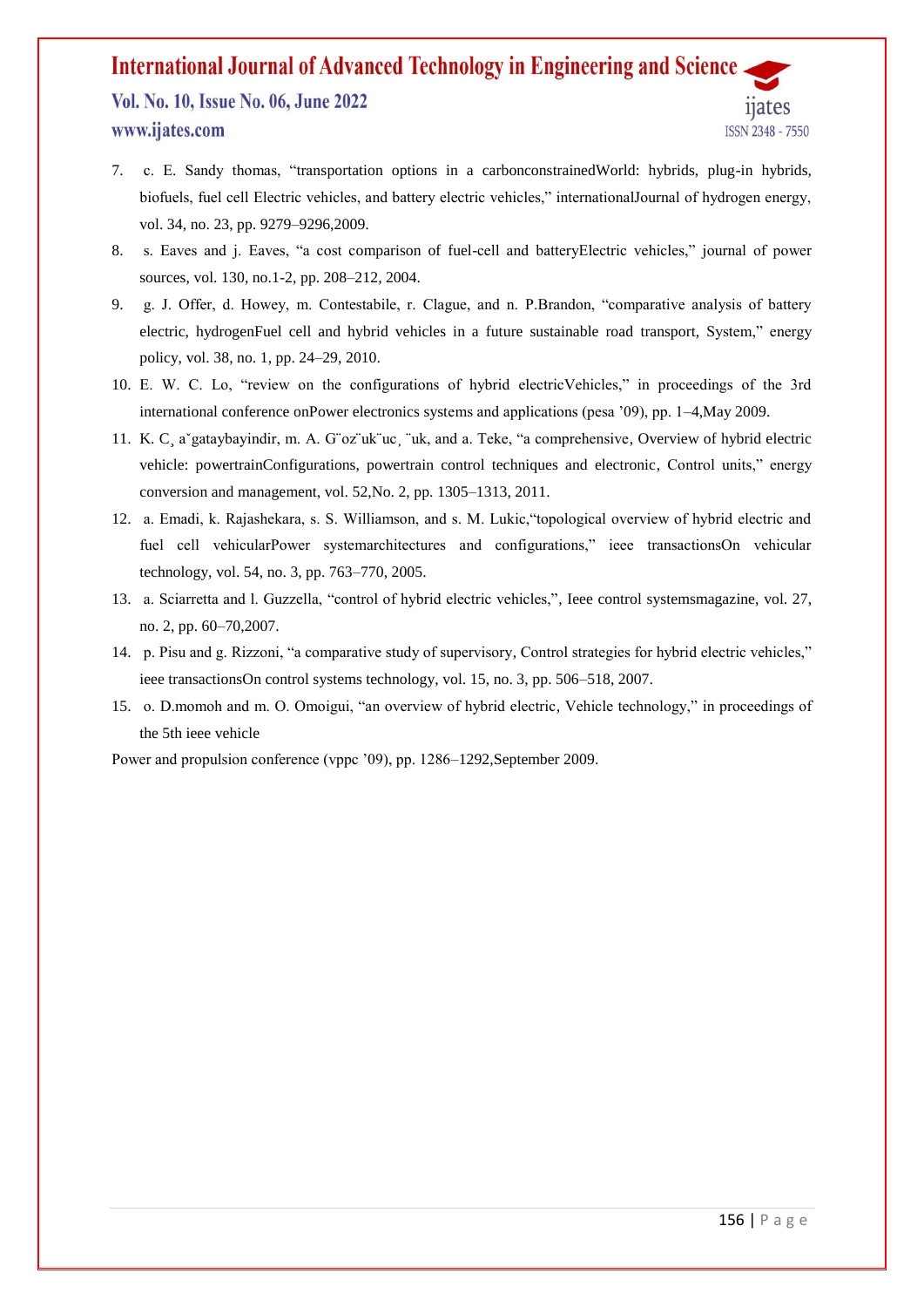7. c. E. Sandy thomas, “transportation options in a carbonconstrainedWorld: hybrids, plug-in hybrids, biofuels, fuel cell Electric vehicles, and battery electric vehicles,” internationalJournal of hydrogen energy, vol. 34, no. 23, pp. 9279–9296,2009.
8. s. Eaves and j. Eaves, “a cost comparison of fuel-cell and batteryElectric vehicles,” journal of power sources, vol. 130, no.1-2, pp. 208–212, 2004.
9. g. J. Offer, d. Howey, m. Contestabile, r. Clague, and n. P.Brandon, “comparative analysis of battery electric, hydrogenFuel cell and hybrid vehicles in a future sustainable road transport, System,” energy policy, vol. 38, no. 1, pp. 24–29, 2010.
10. E. W. C. Lo, “review on the configurations of hybrid electricVehicles,” in proceedings of the 3rd international conference onPower electronics systems and applications (pesa ’09), pp. 1–4,May 2009.
11. K. C¸ aˇgataybayindir, m. A. G¨oz¨uk¨uc¸ ¨uk, and a. Teke, “a comprehensive, Overview of hybrid electric vehicle: powertrainConfigurations, powertrain control techniques and electronic, Control units,” energy conversion and management, vol. 52,No. 2, pp. 1305–1313, 2011.
12. a. Emadi, k. Rajashekara, s. S. Williamson, and s. M. Lukic,“topological overview of hybrid electric and fuel cell vehicularPower systemarchitectures and configurations,” ieee transactionsOn vehicular technology, vol. 54, no. 3, pp. 763–770, 2005.
13. a. Sciarretta and l. Guzzella, “control of hybrid electric vehicles,”, Ieee control systemsmagazine, vol. 27, no. 2, pp. 60–70,2007.
14. p. Pisu and g. Rizzoni, “a comparative study of supervisory, Control strategies for hybrid electric vehicles,” ieee transactionsOn control systems technology, vol. 15, no. 3, pp. 506–518, 2007.
15. o. D.momoh and m. O. Omoigui, “an overview of hybrid electric, Vehicle technology,” in proceedings of the 5th ieee vehicle

Power and propulsion conference (vppc ’09), pp. 1286–1292,September 2009.